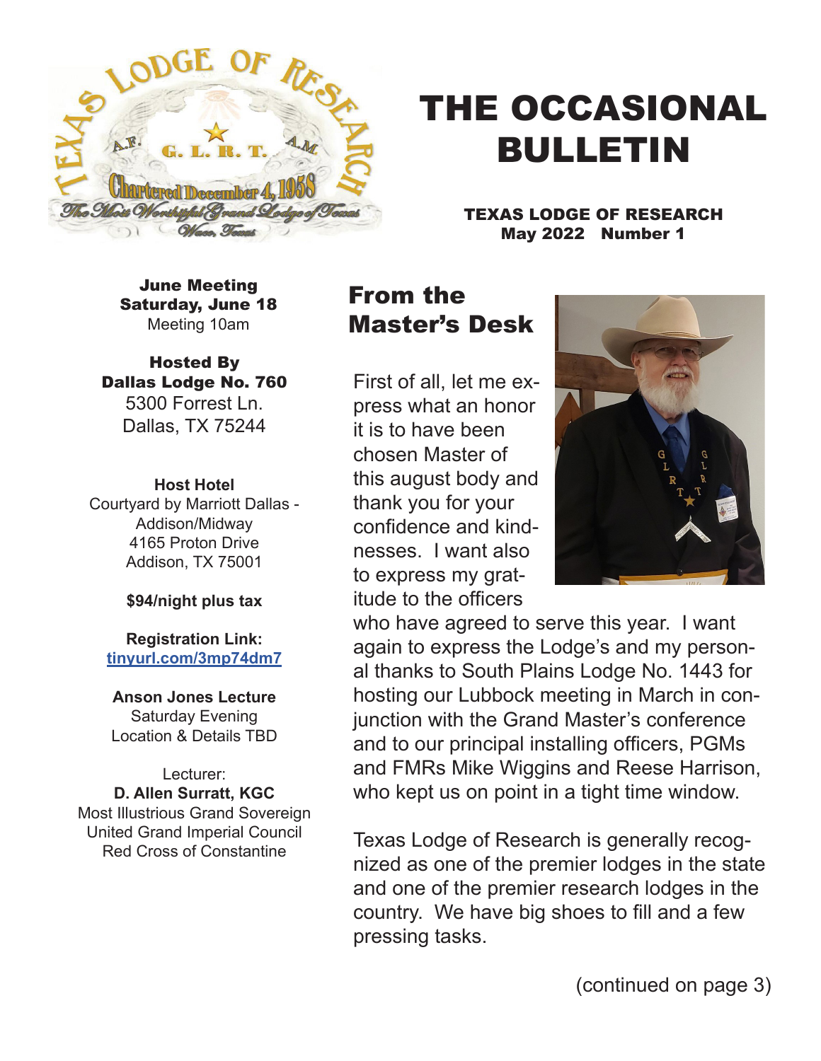# THE OCCASIONAL BULLETIN

**TEXAS LODGE OF RESEARCH**
**May 2022 Number 1**

**June Meeting**
**Saturday, June 18**
Meeting 10am

**Hosted By**
**Dallas Lodge No. 760**
5300 Forrest Ln.
Dallas, TX 75244

**Host Hotel**
Courtyard by Marriott Dallas - Addison/Midway
4165 Proton Drive
Addison, TX 75001

**$94/night plus tax**

**Registration Link:**
**tinyurl.com/3mp74dm7**

**Anson Jones Lecture**
Saturday Evening
Location & Details TBD

Lecturer:
**D. Allen Surratt, KGC**
Most Illustrious Grand Sovereign
United Grand Imperial Council
Red Cross of Constantine

## From the Master's Desk

First of all, let me express what an honor it is to have been chosen Master of this august body and thank you for your confidence and kindnesses. I want also to express my gratitude to the officers who have agreed to serve this year. I want again to express the Lodge's and my personal thanks to South Plains Lodge No. 1443 for hosting our Lubbock meeting in March in conjunction with the Grand Master's conference and to our principal installing officers, PGMs and FMRs Mike Wiggins and Reese Harrison, who kept us on point in a tight time window.

Texas Lodge of Research is generally recognized as one of the premier lodges in the state and one of the premier research lodges in the country. We have big shoes to fill and a few pressing tasks.

(continued on page 3)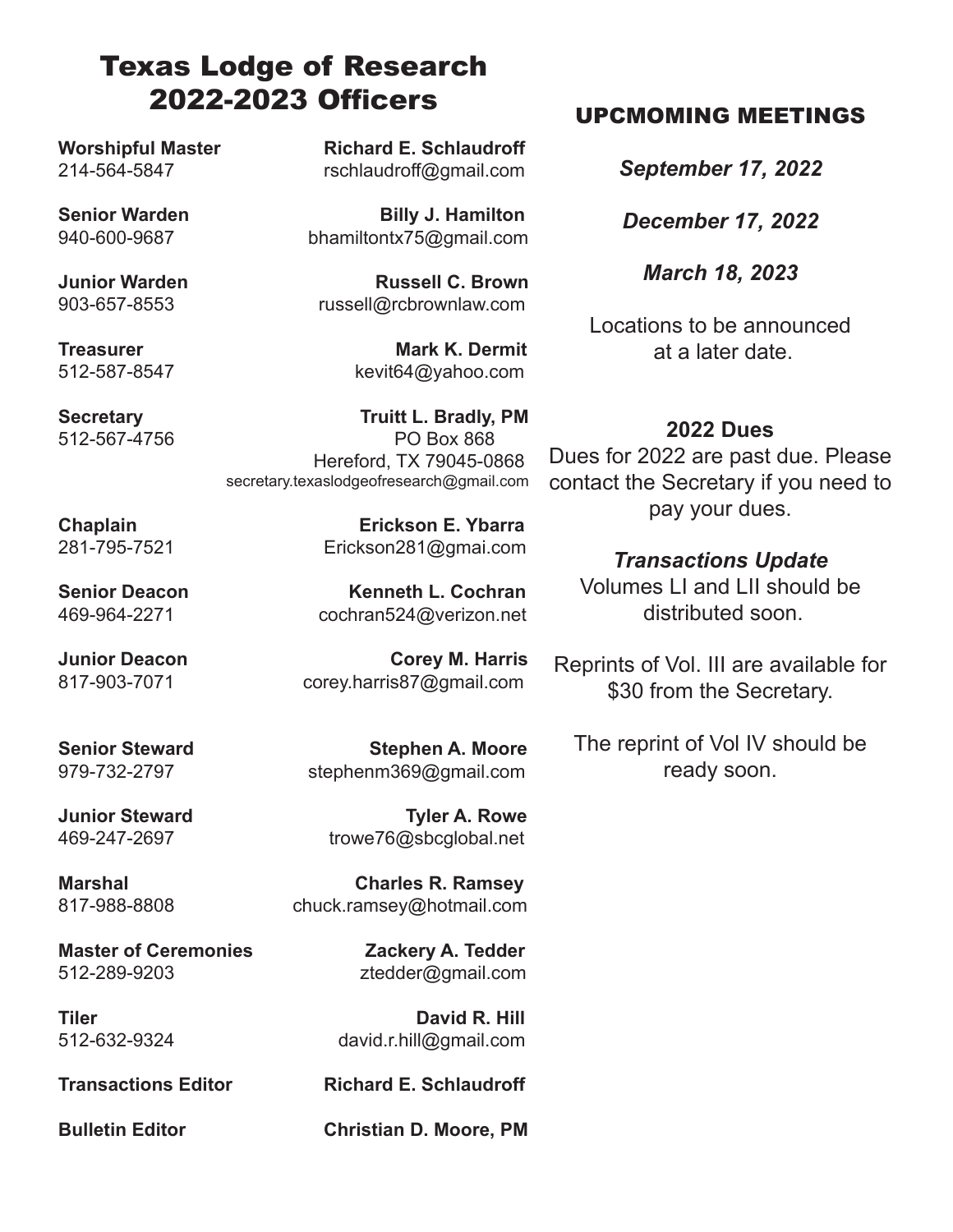# Texas Lodge of Research 2022-2023 Officers

**Worshipful Master** — **Richard E. Schlaudroff**
214-564-5847 — rschlaudroff@gmail.com

**Senior Warden** — **Billy J. Hamilton**
940-600-9687 — bhamiltontx75@gmail.com

**Junior Warden** — **Russell C. Brown**
903-657-8553 — russell@rcbrownlaw.com

**Treasurer** — **Mark K. Dermit**
512-587-8547 — kevit64@yahoo.com

**Secretary** — **Truitt L. Bradly, PM**
512-567-4756 — PO Box 868
Hereford, TX 79045-0868
secretary.texaslodgeofresearch@gmail.com

**Chaplain** — **Erickson E. Ybarra**
281-795-7521 — Erickson281@gmai.com

**Senior Deacon** — **Kenneth L. Cochran**
469-964-2271 — cochran524@verizon.net

**Junior Deacon** — **Corey M. Harris**
817-903-7071 — corey.harris87@gmail.com

**Senior Steward** — **Stephen A. Moore**
979-732-2797 — stephenm369@gmail.com

**Junior Steward** — **Tyler A. Rowe**
469-247-2697 — trowe76@sbcglobal.net

**Marshal** — **Charles R. Ramsey**
817-988-8808 — chuck.ramsey@hotmail.com

**Master of Ceremonies** — **Zackery A. Tedder**
512-289-9203 — ztedder@gmail.com

**Tiler** — **David R. Hill**
512-632-9324 — david.r.hill@gmail.com

**Transactions Editor** — **Richard E. Schlaudroff**

**Bulletin Editor** — **Christian D. Moore, PM**

## UPCMOMING MEETINGS

***September 17, 2022***

***December 17, 2022***

***March 18, 2023***

Locations to be announced at a later date.

**2022 Dues**

Dues for 2022 are past due. Please contact the Secretary if you need to pay your dues.

***Transactions Update***

Volumes LI and LII should be distributed soon.

Reprints of Vol. III are available for $30 from the Secretary.

The reprint of Vol IV should be ready soon.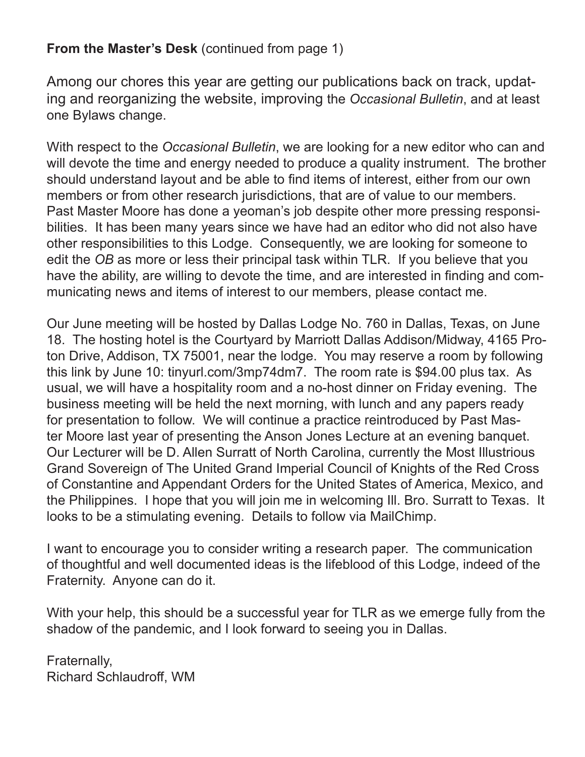**From the Master's Desk** (continued from page 1)

Among our chores this year are getting our publications back on track, updating and reorganizing the website, improving the *Occasional Bulletin*, and at least one Bylaws change.

With respect to the *Occasional Bulletin*, we are looking for a new editor who can and will devote the time and energy needed to produce a quality instrument. The brother should understand layout and be able to find items of interest, either from our own members or from other research jurisdictions, that are of value to our members. Past Master Moore has done a yeoman's job despite other more pressing responsibilities. It has been many years since we have had an editor who did not also have other responsibilities to this Lodge. Consequently, we are looking for someone to edit the *OB* as more or less their principal task within TLR. If you believe that you have the ability, are willing to devote the time, and are interested in finding and communicating news and items of interest to our members, please contact me.

Our June meeting will be hosted by Dallas Lodge No. 760 in Dallas, Texas, on June 18. The hosting hotel is the Courtyard by Marriott Dallas Addison/Midway, 4165 Proton Drive, Addison, TX 75001, near the lodge. You may reserve a room by following this link by June 10: tinyurl.com/3mp74dm7. The room rate is $94.00 plus tax. As usual, we will have a hospitality room and a no-host dinner on Friday evening. The business meeting will be held the next morning, with lunch and any papers ready for presentation to follow. We will continue a practice reintroduced by Past Master Moore last year of presenting the Anson Jones Lecture at an evening banquet. Our Lecturer will be D. Allen Surratt of North Carolina, currently the Most Illustrious Grand Sovereign of The United Grand Imperial Council of Knights of the Red Cross of Constantine and Appendant Orders for the United States of America, Mexico, and the Philippines. I hope that you will join me in welcoming Ill. Bro. Surratt to Texas. It looks to be a stimulating evening. Details to follow via MailChimp.

I want to encourage you to consider writing a research paper. The communication of thoughtful and well documented ideas is the lifeblood of this Lodge, indeed of the Fraternity. Anyone can do it.

With your help, this should be a successful year for TLR as we emerge fully from the shadow of the pandemic, and I look forward to seeing you in Dallas.

Fraternally,
Richard Schlaudroff, WM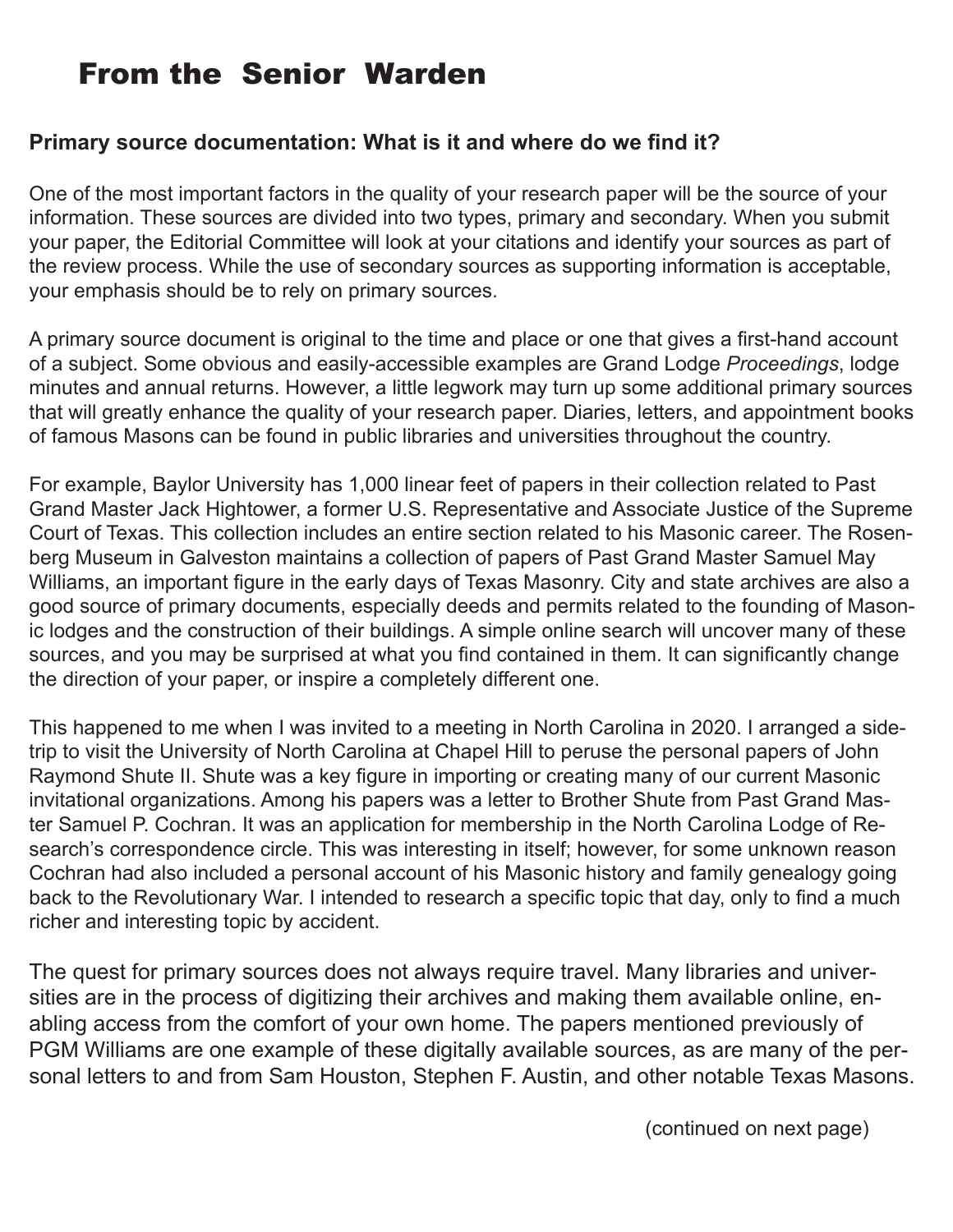# From the Senior Warden

**Primary source documentation: What is it and where do we find it?**

One of the most important factors in the quality of your research paper will be the source of your information. These sources are divided into two types, primary and secondary. When you submit your paper, the Editorial Committee will look at your citations and identify your sources as part of the review process. While the use of secondary sources as supporting information is acceptable, your emphasis should be to rely on primary sources.

A primary source document is original to the time and place or one that gives a first-hand account of a subject. Some obvious and easily-accessible examples are Grand Lodge *Proceedings*, lodge minutes and annual returns. However, a little legwork may turn up some additional primary sources that will greatly enhance the quality of your research paper. Diaries, letters, and appointment books of famous Masons can be found in public libraries and universities throughout the country.

For example, Baylor University has 1,000 linear feet of papers in their collection related to Past Grand Master Jack Hightower, a former U.S. Representative and Associate Justice of the Supreme Court of Texas. This collection includes an entire section related to his Masonic career. The Rosenberg Museum in Galveston maintains a collection of papers of Past Grand Master Samuel May Williams, an important figure in the early days of Texas Masonry. City and state archives are also a good source of primary documents, especially deeds and permits related to the founding of Masonic lodges and the construction of their buildings. A simple online search will uncover many of these sources, and you may be surprised at what you find contained in them. It can significantly change the direction of your paper, or inspire a completely different one.

This happened to me when I was invited to a meeting in North Carolina in 2020. I arranged a side-trip to visit the University of North Carolina at Chapel Hill to peruse the personal papers of John Raymond Shute II. Shute was a key figure in importing or creating many of our current Masonic invitational organizations. Among his papers was a letter to Brother Shute from Past Grand Master Samuel P. Cochran. It was an application for membership in the North Carolina Lodge of Research's correspondence circle. This was interesting in itself; however, for some unknown reason Cochran had also included a personal account of his Masonic history and family genealogy going back to the Revolutionary War. I intended to research a specific topic that day, only to find a much richer and interesting topic by accident.

The quest for primary sources does not always require travel. Many libraries and universities are in the process of digitizing their archives and making them available online, enabling access from the comfort of your own home. The papers mentioned previously of PGM Williams are one example of these digitally available sources, as are many of the personal letters to and from Sam Houston, Stephen F. Austin, and other notable Texas Masons.

(continued on next page)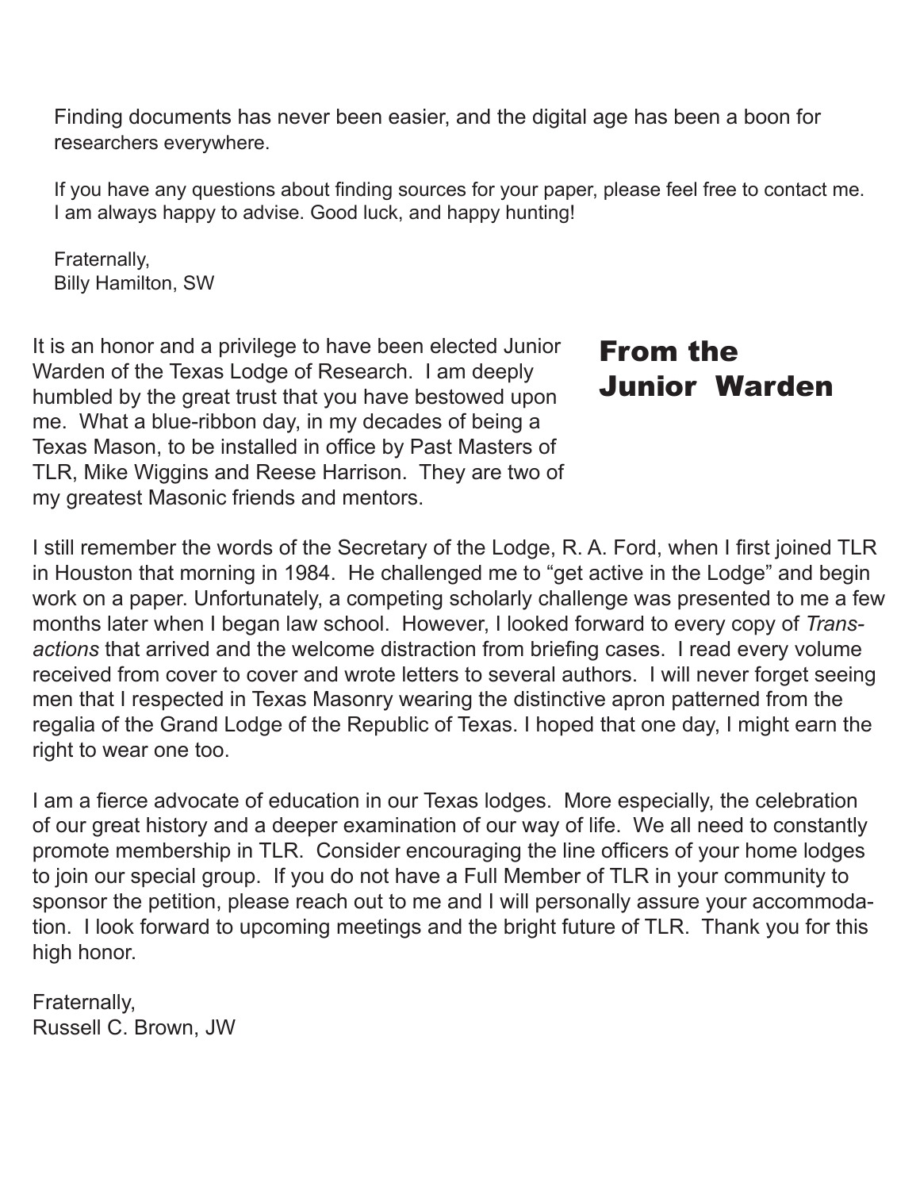Finding documents has never been easier, and the digital age has been a boon for researchers everywhere.

If you have any questions about finding sources for your paper, please feel free to contact me. I am always happy to advise. Good luck, and happy hunting!

Fraternally,
Billy Hamilton, SW

## From the Junior Warden

It is an honor and a privilege to have been elected Junior Warden of the Texas Lodge of Research. I am deeply humbled by the great trust that you have bestowed upon me. What a blue-ribbon day, in my decades of being a Texas Mason, to be installed in office by Past Masters of TLR, Mike Wiggins and Reese Harrison. They are two of my greatest Masonic friends and mentors.

I still remember the words of the Secretary of the Lodge, R. A. Ford, when I first joined TLR in Houston that morning in 1984. He challenged me to "get active in the Lodge" and begin work on a paper. Unfortunately, a competing scholarly challenge was presented to me a few months later when I began law school. However, I looked forward to every copy of *Transactions* that arrived and the welcome distraction from briefing cases. I read every volume received from cover to cover and wrote letters to several authors. I will never forget seeing men that I respected in Texas Masonry wearing the distinctive apron patterned from the regalia of the Grand Lodge of the Republic of Texas. I hoped that one day, I might earn the right to wear one too.

I am a fierce advocate of education in our Texas lodges. More especially, the celebration of our great history and a deeper examination of our way of life. We all need to constantly promote membership in TLR. Consider encouraging the line officers of your home lodges to join our special group. If you do not have a Full Member of TLR in your community to sponsor the petition, please reach out to me and I will personally assure your accommodation. I look forward to upcoming meetings and the bright future of TLR. Thank you for this high honor.

Fraternally,
Russell C. Brown, JW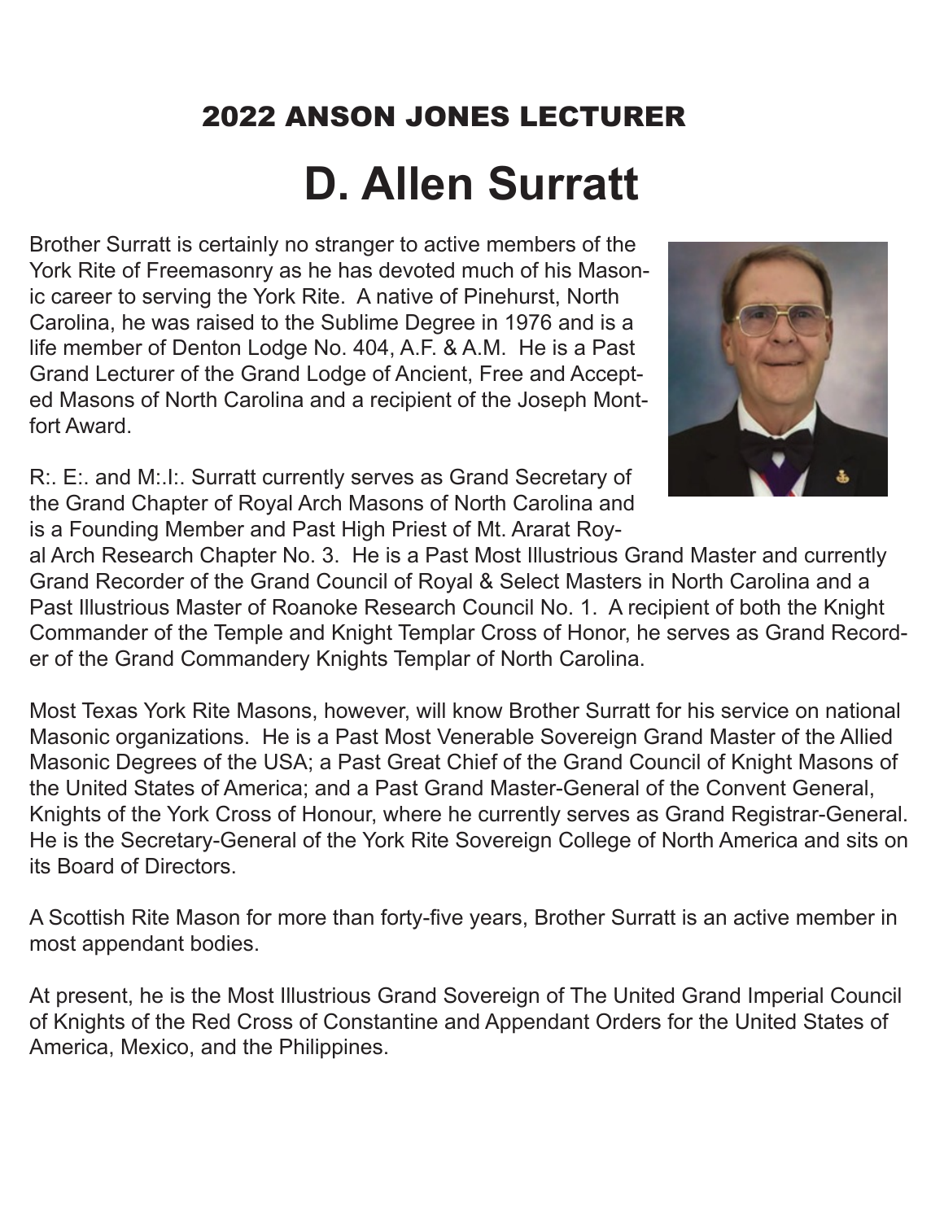## 2022 ANSON JONES LECTURER

# D. Allen Surratt

Brother Surratt is certainly no stranger to active members of the York Rite of Freemasonry as he has devoted much of his Masonic career to serving the York Rite. A native of Pinehurst, North Carolina, he was raised to the Sublime Degree in 1976 and is a life member of Denton Lodge No. 404, A.F. & A.M. He is a Past Grand Lecturer of the Grand Lodge of Ancient, Free and Accepted Masons of North Carolina and a recipient of the Joseph Montfort Award.

R:. E:. and M:.I:. Surratt currently serves as Grand Secretary of the Grand Chapter of Royal Arch Masons of North Carolina and is a Founding Member and Past High Priest of Mt. Ararat Royal Arch Research Chapter No. 3. He is a Past Most Illustrious Grand Master and currently Grand Recorder of the Grand Council of Royal & Select Masters in North Carolina and a Past Illustrious Master of Roanoke Research Council No. 1. A recipient of both the Knight Commander of the Temple and Knight Templar Cross of Honor, he serves as Grand Recorder of the Grand Commandery Knights Templar of North Carolina.

Most Texas York Rite Masons, however, will know Brother Surratt for his service on national Masonic organizations. He is a Past Most Venerable Sovereign Grand Master of the Allied Masonic Degrees of the USA; a Past Great Chief of the Grand Council of Knight Masons of the United States of America; and a Past Grand Master-General of the Convent General, Knights of the York Cross of Honour, where he currently serves as Grand Registrar-General. He is the Secretary-General of the York Rite Sovereign College of North America and sits on its Board of Directors.

A Scottish Rite Mason for more than forty-five years, Brother Surratt is an active member in most appendant bodies.

At present, he is the Most Illustrious Grand Sovereign of The United Grand Imperial Council of Knights of the Red Cross of Constantine and Appendant Orders for the United States of America, Mexico, and the Philippines.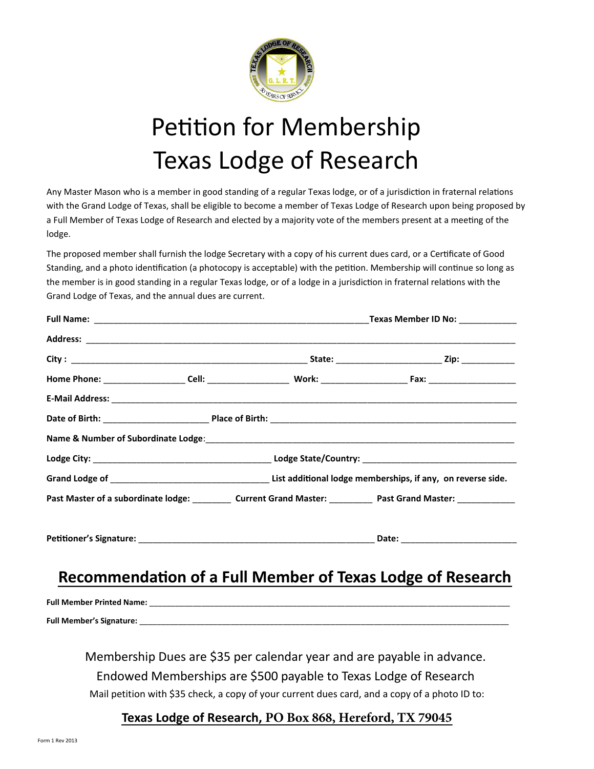# Petition for Membership
# Texas Lodge of Research

Any Master Mason who is a member in good standing of a regular Texas lodge, or of a jurisdiction in fraternal relations with the Grand Lodge of Texas, shall be eligible to become a member of Texas Lodge of Research upon being proposed by a Full Member of Texas Lodge of Research and elected by a majority vote of the members present at a meeting of the lodge.

The proposed member shall furnish the lodge Secretary with a copy of his current dues card, or a Certificate of Good Standing, and a photo identification (a photocopy is acceptable) with the petition. Membership will continue so long as the member is in good standing in a regular Texas lodge, or of a lodge in a jurisdiction in fraternal relations with the Grand Lodge of Texas, and the annual dues are current.

**Full Name:** ________________________________________________________ **Texas Member ID No:** ____________

**Address:** __________________________________________________________________________________________

**City :** ________________________________________________ **State:** ______________________ **Zip:** ___________

**Home Phone:** _________________ **Cell:** _________________ **Work:** __________________ **Fax:** __________________

**E-Mail Address:** _____________________________________________________________________________________

**Date of Birth:** ______________________ **Place of Birth:** ____________________________________________________

**Name & Number of Subordinate Lodge**:__________________________________________________________________

**Lodge City:** _____________________________________ **Lodge State/Country:** ________________________________

**Grand Lodge of** _________________________________ **List additional lodge memberships, if any, on reverse side.**

**Past Master of a subordinate lodge:** ________ **Current Grand Master:** _________ **Past Grand Master:** ____________

**Petitioner's Signature:** _________________________________________________ **Date:** ________________________

## Recommendation of a Full Member of Texas Lodge of Research

**Full Member Printed Name:** __________________________________________________________________________

**Full Member's Signature:** ____________________________________________________________________________

Membership Dues are $35 per calendar year and are payable in advance.

Endowed Memberships are $500 payable to Texas Lodge of Research

Mail petition with $35 check, a copy of your current dues card, and a copy of a photo ID to:

**Texas Lodge of Research, PO Box 868, Hereford, TX 79045**

Form 1 Rev 2013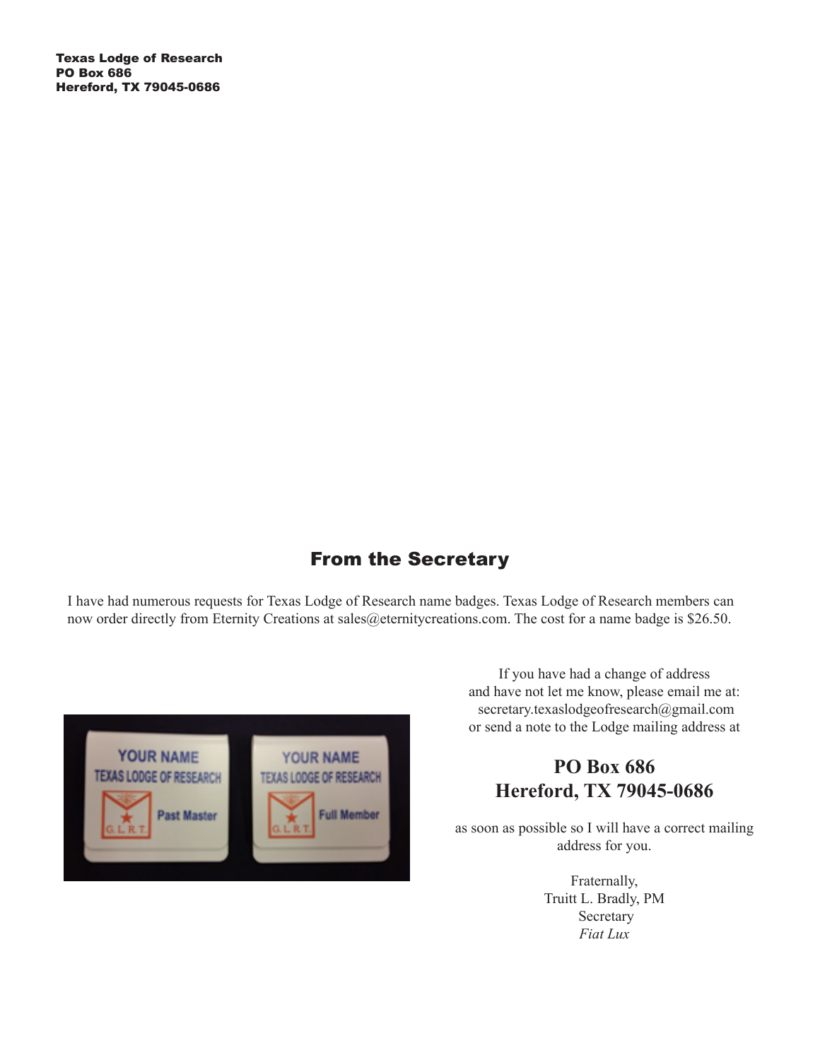**Texas Lodge of Research**
**PO Box 686**
**Hereford, TX 79045-0686**

## From the Secretary

I have had numerous requests for Texas Lodge of Research name badges. Texas Lodge of Research members can now order directly from Eternity Creations at sales@eternitycreations.com. The cost for a name badge is $26.50.

If you have had a change of address and have not let me know, please email me at: secretary.texaslodgeofresearch@gmail.com or send a note to the Lodge mailing address at

**PO Box 686**
**Hereford, TX 79045-0686**

as soon as possible so I will have a correct mailing address for you.

Fraternally,
Truitt L. Bradly, PM
Secretary
*Fiat Lux*